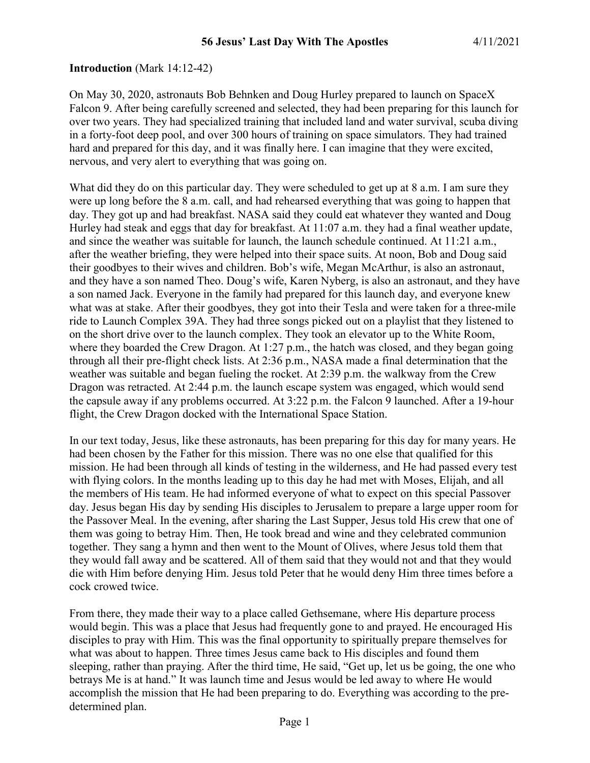# 56 Jesus' Last Day With The Apostles 4/11/2021

**Introduction** (Mark 14:12-42)

On May 30, 2020, astronauts Bob Behnken and Doug Hurley prepared to launch on SpaceX Falcon 9. After being carefully screened and selected, they had been preparing for this launch for over two years. They had specialized training that included land and water survival, scuba diving in a forty-foot deep pool, and over 300 hours of training on space simulators. They had trained hard and prepared for this day, and it was finally here. I can imagine that they were excited, nervous, and very alert to everything that was going on.

What did they do on this particular day. They were scheduled to get up at 8 a.m. I am sure they were up long before the 8 a.m. call, and had rehearsed everything that was going to happen that day. They got up and had breakfast. NASA said they could eat whatever they wanted and Doug Hurley had steak and eggs that day for breakfast. At 11:07 a.m. they had a final weather update, and since the weather was suitable for launch, the launch schedule continued. At 11:21 a.m., after the weather briefing, they were helped into their space suits. At noon, Bob and Doug said their goodbyes to their wives and children. Bob's wife, Megan McArthur, is also an astronaut, and they have a son named Theo. Doug's wife, Karen Nyberg, is also an astronaut, and they have a son named Jack. Everyone in the family had prepared for this launch day, and everyone knew what was at stake. After their goodbyes, they got into their Tesla and were taken for a three-mile ride to Launch Complex 39A. They had three songs picked out on a playlist that they listened to on the short drive over to the launch complex. They took an elevator up to the White Room, where they boarded the Crew Dragon. At 1:27 p.m., the hatch was closed, and they began going through all their pre-flight check lists. At 2:36 p.m., NASA made a final determination that the weather was suitable and began fueling the rocket. At 2:39 p.m. the walkway from the Crew Dragon was retracted. At 2:44 p.m. the launch escape system was engaged, which would send the capsule away if any problems occurred. At 3:22 p.m. the Falcon 9 launched. After a 19-hour flight, the Crew Dragon docked with the International Space Station.

In our text today, Jesus, like these astronauts, has been preparing for this day for many years. He had been chosen by the Father for this mission. There was no one else that qualified for this mission. He had been through all kinds of testing in the wilderness, and He had passed every test with flying colors. In the months leading up to this day he had met with Moses, Elijah, and all the members of His team. He had informed everyone of what to expect on this special Passover day. Jesus began His day by sending His disciples to Jerusalem to prepare a large upper room for the Passover Meal. In the evening, after sharing the Last Supper, Jesus told His crew that one of them was going to betray Him. Then, He took bread and wine and they celebrated communion together. They sang a hymn and then went to the Mount of Olives, where Jesus told them that they would fall away and be scattered. All of them said that they would not and that they would die with Him before denying Him. Jesus told Peter that he would deny Him three times before a cock crowed twice.

From there, they made their way to a place called Gethsemane, where His departure process would begin. This was a place that Jesus had frequently gone to and prayed. He encouraged His disciples to pray with Him. This was the final opportunity to spiritually prepare themselves for what was about to happen. Three times Jesus came back to His disciples and found them sleeping, rather than praying. After the third time, He said, "Get up, let us be going, the one who betrays Me is at hand." It was launch time and Jesus would be led away to where He would accomplish the mission that He had been preparing to do. Everything was according to the pre-determined plan.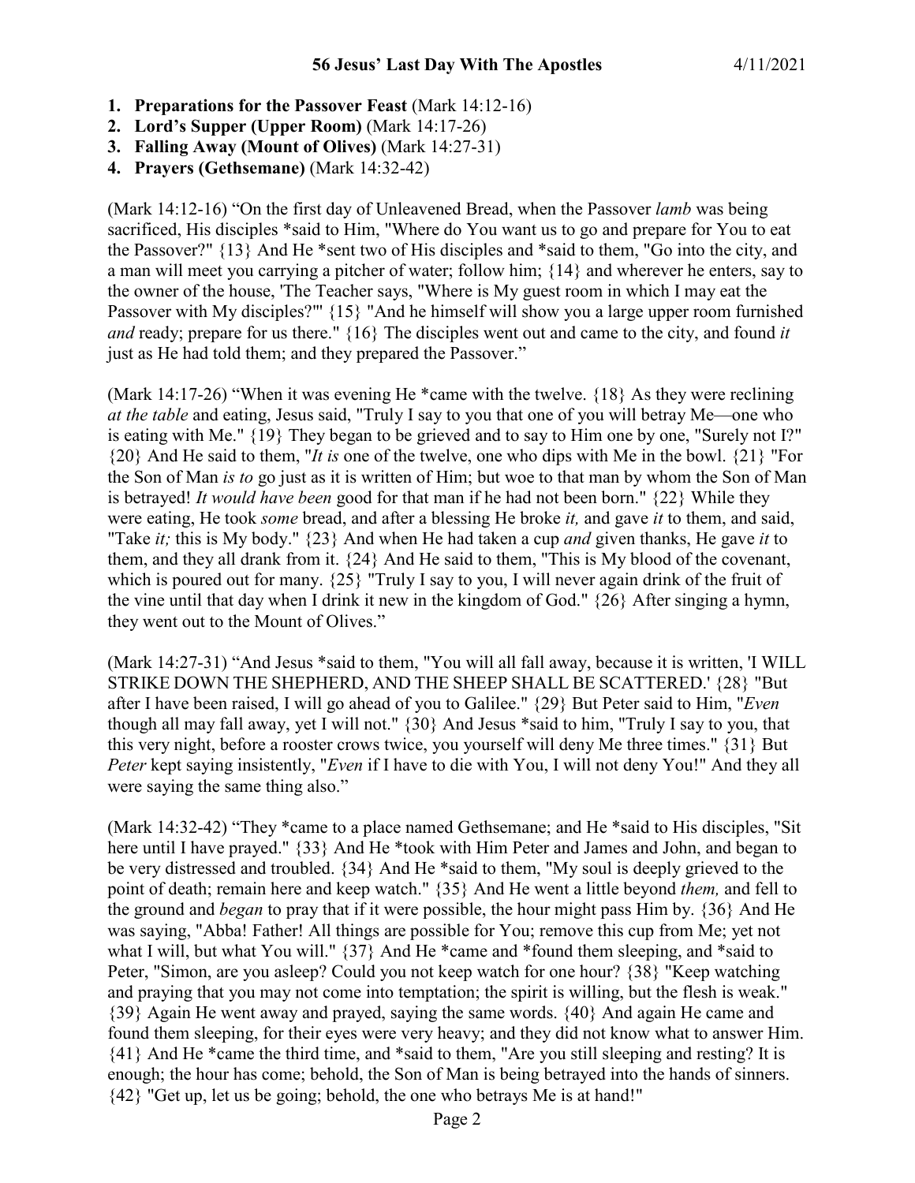**56 Jesus' Last Day With The Apostles** 4/11/2021

1. **Preparations for the Passover Feast** (Mark 14:12-16)
2. **Lord's Supper (Upper Room)** (Mark 14:17-26)
3. **Falling Away (Mount of Olives)** (Mark 14:27-31)
4. **Prayers (Gethsemane)** (Mark 14:32-42)

(Mark 14:12-16) "On the first day of Unleavened Bread, when the Passover *lamb* was being sacrificed, His disciples *said to Him, "Where do You want us to go and prepare for You to eat the Passover?" {13} And He *sent two of His disciples and *said to them, "Go into the city, and a man will meet you carrying a pitcher of water; follow him; {14} and wherever he enters, say to the owner of the house, 'The Teacher says, "Where is My guest room in which I may eat the Passover with My disciples?"' {15} "And he himself will show you a large upper room furnished *and* ready; prepare for us there." {16} The disciples went out and came to the city, and found *it* just as He had told them; and they prepared the Passover."

(Mark 14:17-26) "When it was evening He *came with the twelve. {18} As they were reclining *at the table* and eating, Jesus said, "Truly I say to you that one of you will betray Me—one who is eating with Me." {19} They began to be grieved and to say to Him one by one, "Surely not I?" {20} And He said to them, "*It is* one of the twelve, one who dips with Me in the bowl. {21} "For the Son of Man *is to* go just as it is written of Him; but woe to that man by whom the Son of Man is betrayed! *It would have been* good for that man if he had not been born." {22} While they were eating, He took *some* bread, and after a blessing He broke *it,* and gave *it* to them, and said, "Take *it;* this is My body." {23} And when He had taken a cup *and* given thanks, He gave *it* to them, and they all drank from it. {24} And He said to them, "This is My blood of the covenant, which is poured out for many. {25} "Truly I say to you, I will never again drink of the fruit of the vine until that day when I drink it new in the kingdom of God." {26} After singing a hymn, they went out to the Mount of Olives."

(Mark 14:27-31) "And Jesus *said to them, "You will all fall away, because it is written, 'I WILL STRIKE DOWN THE SHEPHERD, AND THE SHEEP SHALL BE SCATTERED.' {28} "But after I have been raised, I will go ahead of you to Galilee." {29} But Peter said to Him, "*Even* though all may fall away, yet I will not." {30} And Jesus *said to him, "Truly I say to you, that this very night, before a rooster crows twice, you yourself will deny Me three times." {31} But *Peter* kept saying insistently, "*Even* if I have to die with You, I will not deny You!" And they all were saying the same thing also."

(Mark 14:32-42) "They *came to a place named Gethsemane; and He *said to His disciples, "Sit here until I have prayed." {33} And He *took with Him Peter and James and John, and began to be very distressed and troubled. {34} And He *said to them, "My soul is deeply grieved to the point of death; remain here and keep watch." {35} And He went a little beyond *them,* and fell to the ground and *began* to pray that if it were possible, the hour might pass Him by. {36} And He was saying, "Abba! Father! All things are possible for You; remove this cup from Me; yet not what I will, but what You will." {37} And He *came and *found them sleeping, and *said to Peter, "Simon, are you asleep? Could you not keep watch for one hour? {38} "Keep watching and praying that you may not come into temptation; the spirit is willing, but the flesh is weak." {39} Again He went away and prayed, saying the same words. {40} And again He came and found them sleeping, for their eyes were very heavy; and they did not know what to answer Him. {41} And He *came the third time, and *said to them, "Are you still sleeping and resting? It is enough; the hour has come; behold, the Son of Man is being betrayed into the hands of sinners. {42} "Get up, let us be going; behold, the one who betrays Me is at hand!"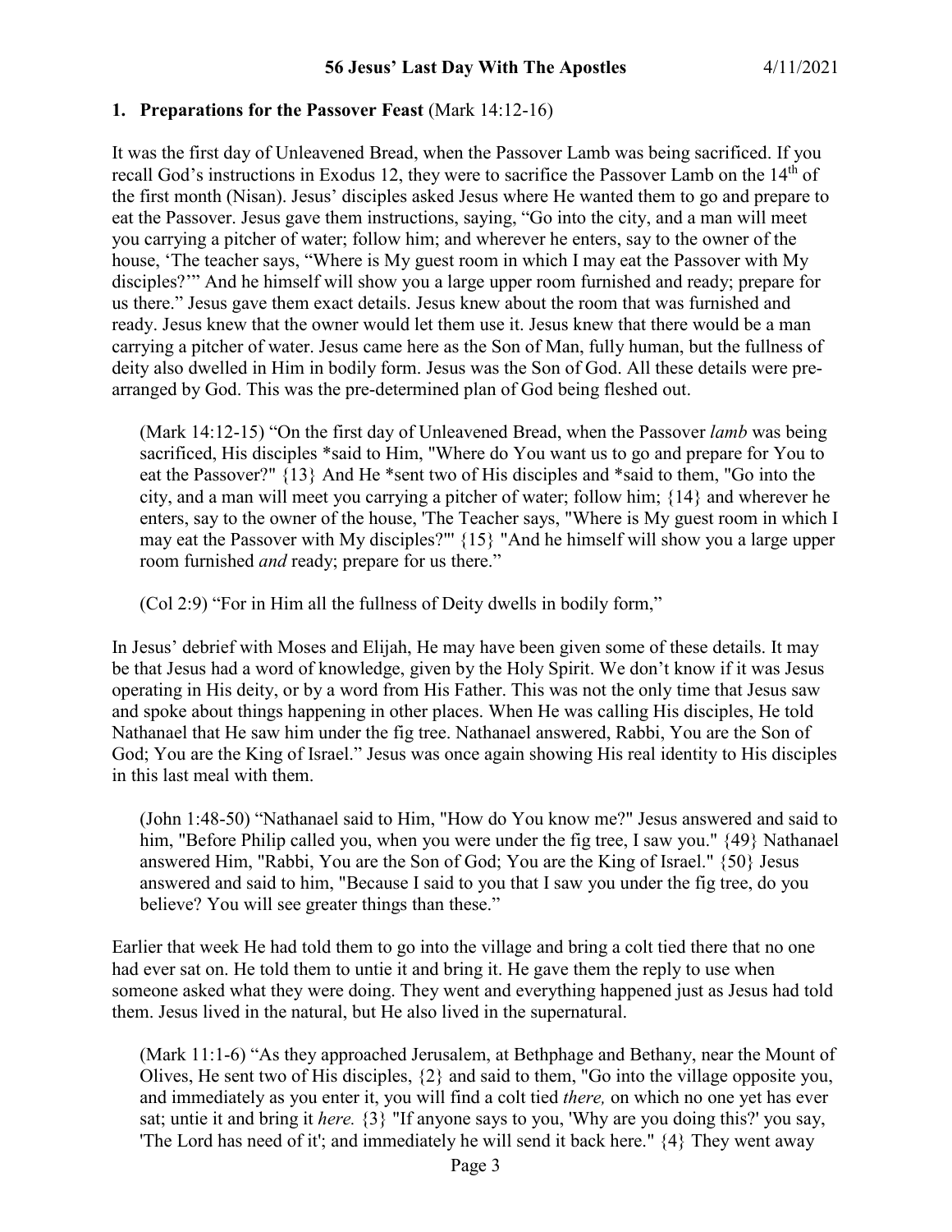## 56 Jesus' Last Day With The Apostles 4/11/2021

### 1. Preparations for the Passover Feast (Mark 14:12-16)

It was the first day of Unleavened Bread, when the Passover Lamb was being sacrificed. If you recall God's instructions in Exodus 12, they were to sacrifice the Passover Lamb on the 14th of the first month (Nisan). Jesus' disciples asked Jesus where He wanted them to go and prepare to eat the Passover. Jesus gave them instructions, saying, "Go into the city, and a man will meet you carrying a pitcher of water; follow him; and wherever he enters, say to the owner of the house, 'The teacher says, "Where is My guest room in which I may eat the Passover with My disciples?"' And he himself will show you a large upper room furnished and ready; prepare for us there." Jesus gave them exact details. Jesus knew about the room that was furnished and ready. Jesus knew that the owner would let them use it. Jesus knew that there would be a man carrying a pitcher of water. Jesus came here as the Son of Man, fully human, but the fullness of deity also dwelled in Him in bodily form. Jesus was the Son of God. All these details were pre-arranged by God. This was the pre-determined plan of God being fleshed out.

> (Mark 14:12-15) "On the first day of Unleavened Bread, when the Passover *lamb* was being sacrificed, His disciples *said to Him, "Where do You want us to go and prepare for You to eat the Passover?" {13} And He *sent two of His disciples and *said to them, "Go into the city, and a man will meet you carrying a pitcher of water; follow him; {14} and wherever he enters, say to the owner of the house, 'The Teacher says, "Where is My guest room in which I may eat the Passover with My disciples?"' {15} "And he himself will show you a large upper room furnished *and* ready; prepare for us there."

> (Col 2:9) "For in Him all the fullness of Deity dwells in bodily form,"

In Jesus' debrief with Moses and Elijah, He may have been given some of these details. It may be that Jesus had a word of knowledge, given by the Holy Spirit. We don't know if it was Jesus operating in His deity, or by a word from His Father. This was not the only time that Jesus saw and spoke about things happening in other places. When He was calling His disciples, He told Nathanael that He saw him under the fig tree. Nathanael answered, Rabbi, You are the Son of God; You are the King of Israel." Jesus was once again showing His real identity to His disciples in this last meal with them.

> (John 1:48-50) "Nathanael said to Him, "How do You know me?" Jesus answered and said to him, "Before Philip called you, when you were under the fig tree, I saw you." {49} Nathanael answered Him, "Rabbi, You are the Son of God; You are the King of Israel." {50} Jesus answered and said to him, "Because I said to you that I saw you under the fig tree, do you believe? You will see greater things than these."

Earlier that week He had told them to go into the village and bring a colt tied there that no one had ever sat on. He told them to untie it and bring it. He gave them the reply to use when someone asked what they were doing. They went and everything happened just as Jesus had told them. Jesus lived in the natural, but He also lived in the supernatural.

> (Mark 11:1-6) "As they approached Jerusalem, at Bethphage and Bethany, near the Mount of Olives, He sent two of His disciples, {2} and said to them, "Go into the village opposite you, and immediately as you enter it, you will find a colt tied *there,* on which no one yet has ever sat; untie it and bring it *here.* {3} "If anyone says to you, 'Why are you doing this?' you say, 'The Lord has need of it'; and immediately he will send it back here." {4} They went away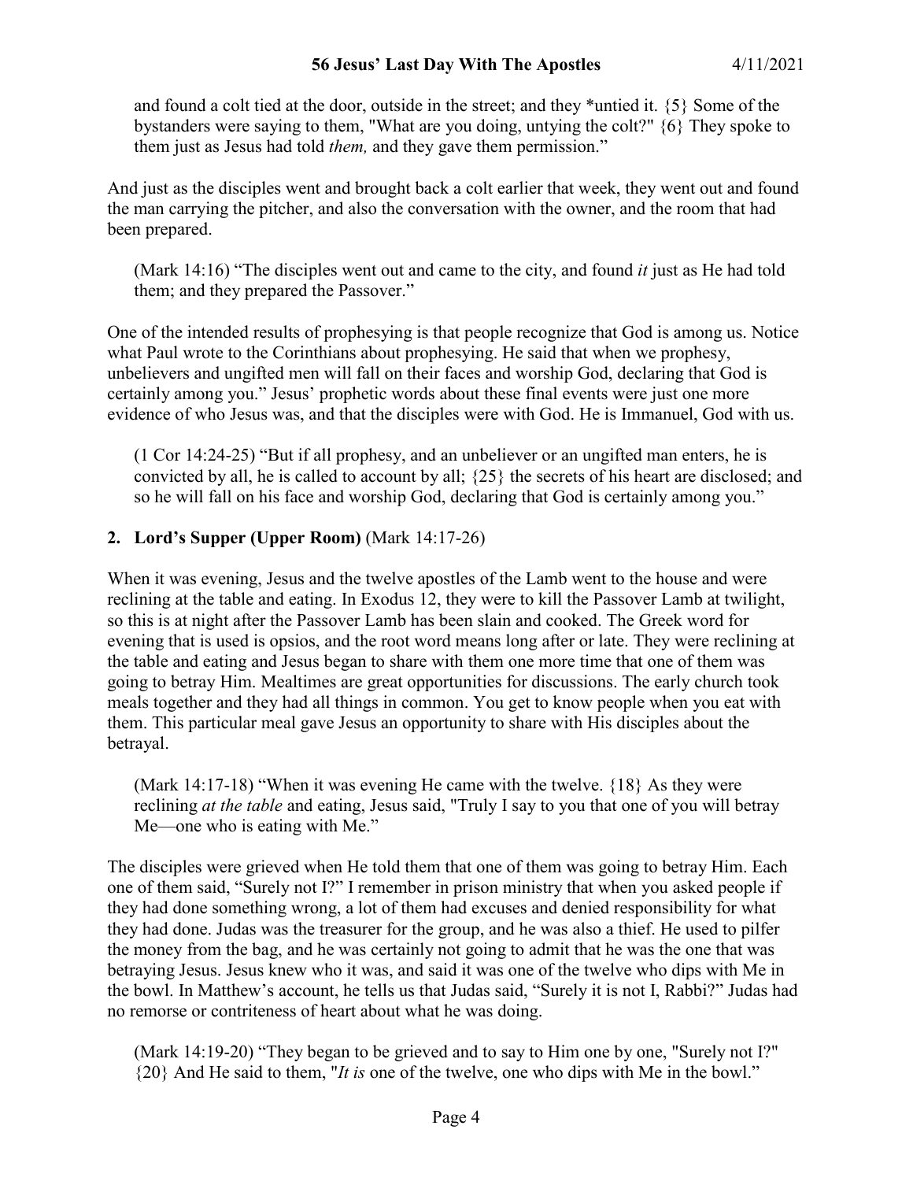and found a colt tied at the door, outside in the street; and they *untied it. {5} Some of the bystanders were saying to them, "What are you doing, untying the colt?" {6} They spoke to them just as Jesus had told *them,* and they gave them permission."

And just as the disciples went and brought back a colt earlier that week, they went out and found the man carrying the pitcher, and also the conversation with the owner, and the room that had been prepared.

> (Mark 14:16) "The disciples went out and came to the city, and found *it* just as He had told them; and they prepared the Passover."

One of the intended results of prophesying is that people recognize that God is among us. Notice what Paul wrote to the Corinthians about prophesying. He said that when we prophesy, unbelievers and ungifted men will fall on their faces and worship God, declaring that God is certainly among you." Jesus' prophetic words about these final events were just one more evidence of who Jesus was, and that the disciples were with God. He is Immanuel, God with us.

> (1 Cor 14:24-25) "But if all prophesy, and an unbeliever or an ungifted man enters, he is convicted by all, he is called to account by all; {25} the secrets of his heart are disclosed; and so he will fall on his face and worship God, declaring that God is certainly among you."

## 2. Lord's Supper (Upper Room) (Mark 14:17-26)

When it was evening, Jesus and the twelve apostles of the Lamb went to the house and were reclining at the table and eating. In Exodus 12, they were to kill the Passover Lamb at twilight, so this is at night after the Passover Lamb has been slain and cooked. The Greek word for evening that is used is opsios, and the root word means long after or late. They were reclining at the table and eating and Jesus began to share with them one more time that one of them was going to betray Him. Mealtimes are great opportunities for discussions. The early church took meals together and they had all things in common. You get to know people when you eat with them. This particular meal gave Jesus an opportunity to share with His disciples about the betrayal.

> (Mark 14:17-18) "When it was evening He came with the twelve. {18} As they were reclining *at the table* and eating, Jesus said, "Truly I say to you that one of you will betray Me—one who is eating with Me."

The disciples were grieved when He told them that one of them was going to betray Him. Each one of them said, "Surely not I?" I remember in prison ministry that when you asked people if they had done something wrong, a lot of them had excuses and denied responsibility for what they had done. Judas was the treasurer for the group, and he was also a thief. He used to pilfer the money from the bag, and he was certainly not going to admit that he was the one that was betraying Jesus. Jesus knew who it was, and said it was one of the twelve who dips with Me in the bowl. In Matthew's account, he tells us that Judas said, "Surely it is not I, Rabbi?" Judas had no remorse or contriteness of heart about what he was doing.

> (Mark 14:19-20) "They began to be grieved and to say to Him one by one, "Surely not I?" {20} And He said to them, "*It is* one of the twelve, one who dips with Me in the bowl."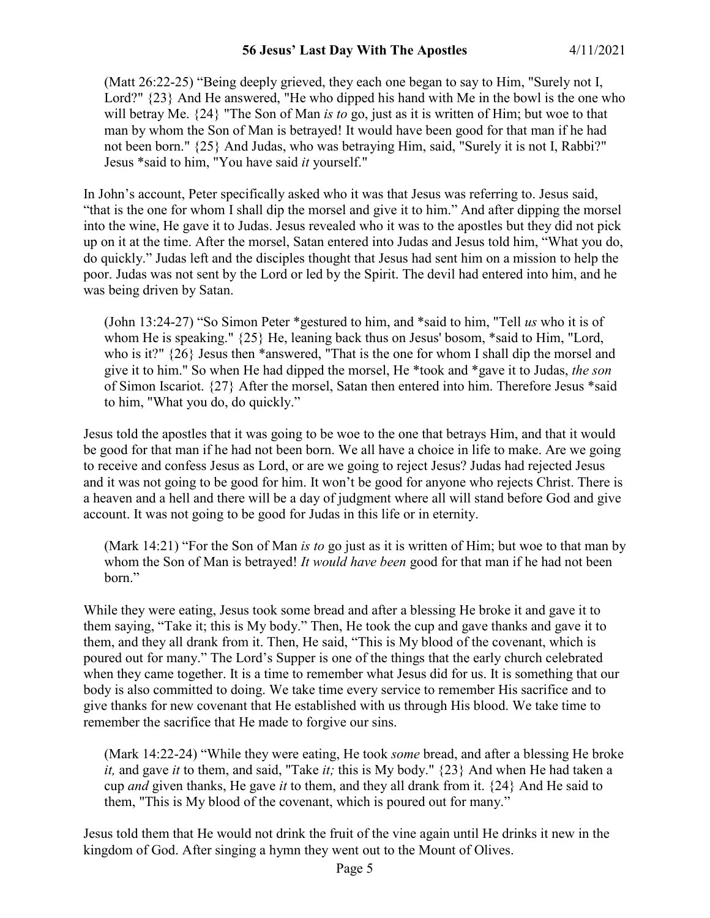> (Matt 26:22-25) “Being deeply grieved, they each one began to say to Him, "Surely not I, Lord?" {23} And He answered, "He who dipped his hand with Me in the bowl is the one who will betray Me. {24} "The Son of Man *is to* go, just as it is written of Him; but woe to that man by whom the Son of Man is betrayed! It would have been good for that man if he had not been born." {25} And Judas, who was betraying Him, said, "Surely it is not I, Rabbi?" Jesus *said to him, "You have said *it* yourself."

In John’s account, Peter specifically asked who it was that Jesus was referring to. Jesus said, “that is the one for whom I shall dip the morsel and give it to him.” And after dipping the morsel into the wine, He gave it to Judas. Jesus revealed who it was to the apostles but they did not pick up on it at the time. After the morsel, Satan entered into Judas and Jesus told him, “What you do, do quickly.” Judas left and the disciples thought that Jesus had sent him on a mission to help the poor. Judas was not sent by the Lord or led by the Spirit. The devil had entered into him, and he was being driven by Satan.

> (John 13:24-27) “So Simon Peter *gestured to him, and *said to him, "Tell *us* who it is of whom He is speaking." {25} He, leaning back thus on Jesus' bosom, *said to Him, "Lord, who is it?" {26} Jesus then *answered, "That is the one for whom I shall dip the morsel and give it to him." So when He had dipped the morsel, He *took and *gave it to Judas, *the son* of Simon Iscariot. {27} After the morsel, Satan then entered into him. Therefore Jesus *said to him, "What you do, do quickly.”

Jesus told the apostles that it was going to be woe to the one that betrays Him, and that it would be good for that man if he had not been born. We all have a choice in life to make. Are we going to receive and confess Jesus as Lord, or are we going to reject Jesus? Judas had rejected Jesus and it was not going to be good for him. It won’t be good for anyone who rejects Christ. There is a heaven and a hell and there will be a day of judgment where all will stand before God and give account. It was not going to be good for Judas in this life or in eternity.

> (Mark 14:21) “For the Son of Man *is to* go just as it is written of Him; but woe to that man by whom the Son of Man is betrayed! *It would have been* good for that man if he had not been born.”

While they were eating, Jesus took some bread and after a blessing He broke it and gave it to them saying, “Take it; this is My body.” Then, He took the cup and gave thanks and gave it to them, and they all drank from it. Then, He said, “This is My blood of the covenant, which is poured out for many.” The Lord’s Supper is one of the things that the early church celebrated when they came together. It is a time to remember what Jesus did for us. It is something that our body is also committed to doing. We take time every service to remember His sacrifice and to give thanks for new covenant that He established with us through His blood. We take time to remember the sacrifice that He made to forgive our sins.

> (Mark 14:22-24) “While they were eating, He took *some* bread, and after a blessing He broke *it,* and gave *it* to them, and said, "Take *it;* this is My body." {23} And when He had taken a cup *and* given thanks, He gave *it* to them, and they all drank from it. {24} And He said to them, "This is My blood of the covenant, which is poured out for many.”

Jesus told them that He would not drink the fruit of the vine again until He drinks it new in the kingdom of God. After singing a hymn they went out to the Mount of Olives.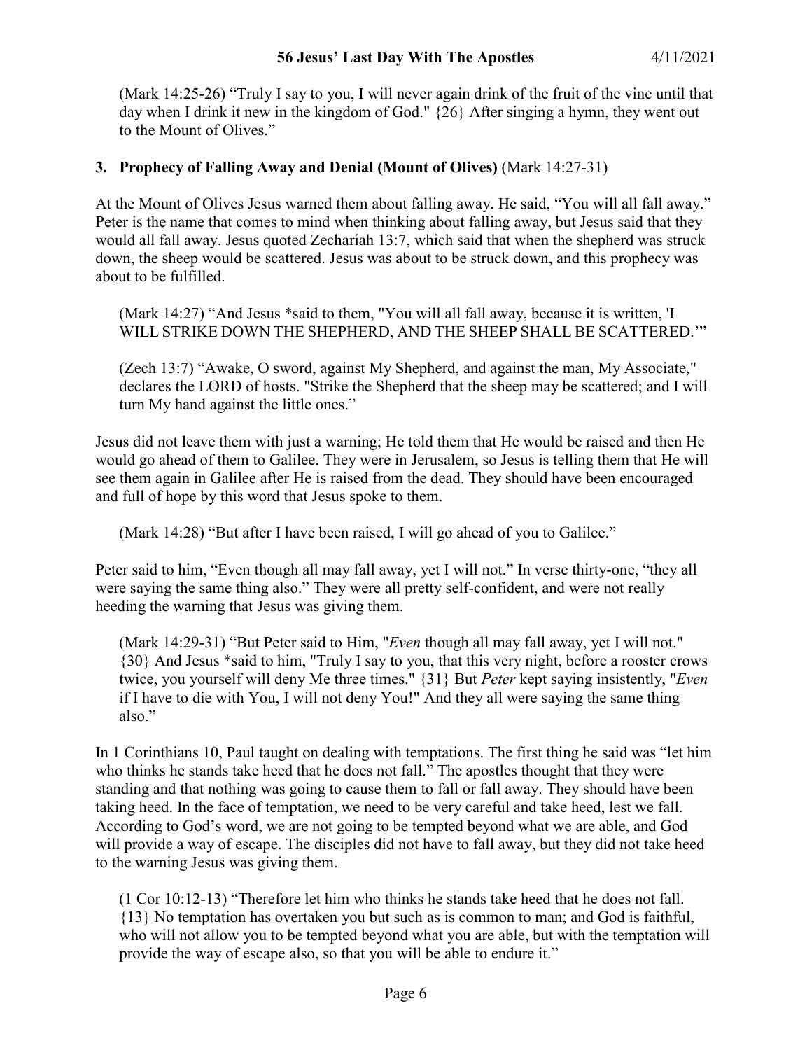(Mark 14:25-26) “Truly I say to you, I will never again drink of the fruit of the vine until that day when I drink it new in the kingdom of God." {26} After singing a hymn, they went out to the Mount of Olives.”

### 3. Prophecy of Falling Away and Denial (Mount of Olives) (Mark 14:27-31)

At the Mount of Olives Jesus warned them about falling away. He said, “You will all fall away.” Peter is the name that comes to mind when thinking about falling away, but Jesus said that they would all fall away. Jesus quoted Zechariah 13:7, which said that when the shepherd was struck down, the sheep would be scattered. Jesus was about to be struck down, and this prophecy was about to be fulfilled.

> (Mark 14:27) “And Jesus *said to them, "You will all fall away, because it is written, 'I WILL STRIKE DOWN THE SHEPHERD, AND THE SHEEP SHALL BE SCATTERED.'”

> (Zech 13:7) “Awake, O sword, against My Shepherd, and against the man, My Associate," declares the LORD of hosts. "Strike the Shepherd that the sheep may be scattered; and I will turn My hand against the little ones.”

Jesus did not leave them with just a warning; He told them that He would be raised and then He would go ahead of them to Galilee. They were in Jerusalem, so Jesus is telling them that He will see them again in Galilee after He is raised from the dead. They should have been encouraged and full of hope by this word that Jesus spoke to them.

> (Mark 14:28) “But after I have been raised, I will go ahead of you to Galilee.”

Peter said to him, “Even though all may fall away, yet I will not.” In verse thirty-one, “they all were saying the same thing also.” They were all pretty self-confident, and were not really heeding the warning that Jesus was giving them.

> (Mark 14:29-31) “But Peter said to Him, "*Even* though all may fall away, yet I will not." {30} And Jesus *said to him, "Truly I say to you, that this very night, before a rooster crows twice, you yourself will deny Me three times." {31} But *Peter* kept saying insistently, "*Even* if I have to die with You, I will not deny You!" And they all were saying the same thing also.”

In 1 Corinthians 10, Paul taught on dealing with temptations. The first thing he said was “let him who thinks he stands take heed that he does not fall.” The apostles thought that they were standing and that nothing was going to cause them to fall or fall away. They should have been taking heed. In the face of temptation, we need to be very careful and take heed, lest we fall. According to God’s word, we are not going to be tempted beyond what we are able, and God will provide a way of escape. The disciples did not have to fall away, but they did not take heed to the warning Jesus was giving them.

> (1 Cor 10:12-13) “Therefore let him who thinks he stands take heed that he does not fall. {13} No temptation has overtaken you but such as is common to man; and God is faithful, who will not allow you to be tempted beyond what you are able, but with the temptation will provide the way of escape also, so that you will be able to endure it.”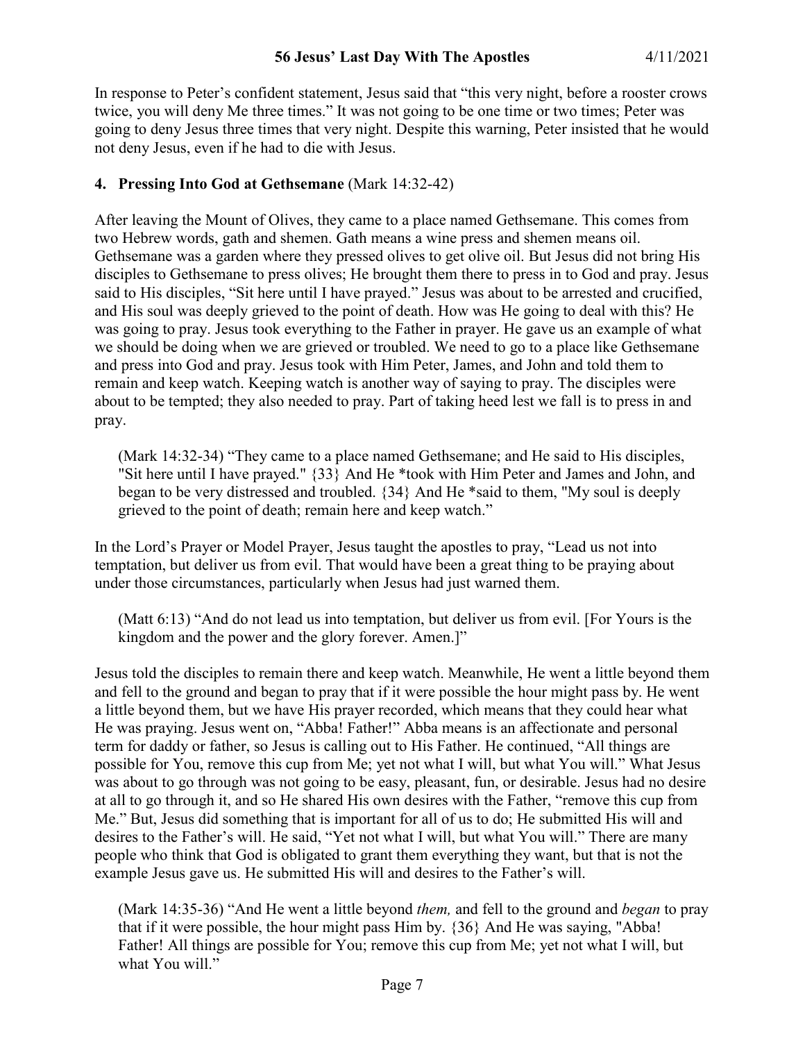In response to Peter's confident statement, Jesus said that "this very night, before a rooster crows twice, you will deny Me three times." It was not going to be one time or two times; Peter was going to deny Jesus three times that very night. Despite this warning, Peter insisted that he would not deny Jesus, even if he had to die with Jesus.

**4. Pressing Into God at Gethsemane** (Mark 14:32-42)

After leaving the Mount of Olives, they came to a place named Gethsemane. This comes from two Hebrew words, gath and shemen. Gath means a wine press and shemen means oil. Gethsemane was a garden where they pressed olives to get olive oil. But Jesus did not bring His disciples to Gethsemane to press olives; He brought them there to press in to God and pray. Jesus said to His disciples, "Sit here until I have prayed." Jesus was about to be arrested and crucified, and His soul was deeply grieved to the point of death. How was He going to deal with this? He was going to pray. Jesus took everything to the Father in prayer. He gave us an example of what we should be doing when we are grieved or troubled. We need to go to a place like Gethsemane and press into God and pray. Jesus took with Him Peter, James, and John and told them to remain and keep watch. Keeping watch is another way of saying to pray. The disciples were about to be tempted; they also needed to pray. Part of taking heed lest we fall is to press in and pray.

> (Mark 14:32-34) "They came to a place named Gethsemane; and He said to His disciples, "Sit here until I have prayed." {33} And He *took with Him Peter and James and John, and began to be very distressed and troubled. {34} And He *said to them, "My soul is deeply grieved to the point of death; remain here and keep watch."

In the Lord's Prayer or Model Prayer, Jesus taught the apostles to pray, "Lead us not into temptation, but deliver us from evil. That would have been a great thing to be praying about under those circumstances, particularly when Jesus had just warned them.

> (Matt 6:13) "And do not lead us into temptation, but deliver us from evil. [For Yours is the kingdom and the power and the glory forever. Amen.]"

Jesus told the disciples to remain there and keep watch. Meanwhile, He went a little beyond them and fell to the ground and began to pray that if it were possible the hour might pass by. He went a little beyond them, but we have His prayer recorded, which means that they could hear what He was praying. Jesus went on, "Abba! Father!" Abba means is an affectionate and personal term for daddy or father, so Jesus is calling out to His Father. He continued, "All things are possible for You, remove this cup from Me; yet not what I will, but what You will." What Jesus was about to go through was not going to be easy, pleasant, fun, or desirable. Jesus had no desire at all to go through it, and so He shared His own desires with the Father, "remove this cup from Me." But, Jesus did something that is important for all of us to do; He submitted His will and desires to the Father's will. He said, "Yet not what I will, but what You will." There are many people who think that God is obligated to grant them everything they want, but that is not the example Jesus gave us. He submitted His will and desires to the Father's will.

> (Mark 14:35-36) "And He went a little beyond *them,* and fell to the ground and *began* to pray that if it were possible, the hour might pass Him by. {36} And He was saying, "Abba! Father! All things are possible for You; remove this cup from Me; yet not what I will, but what You will."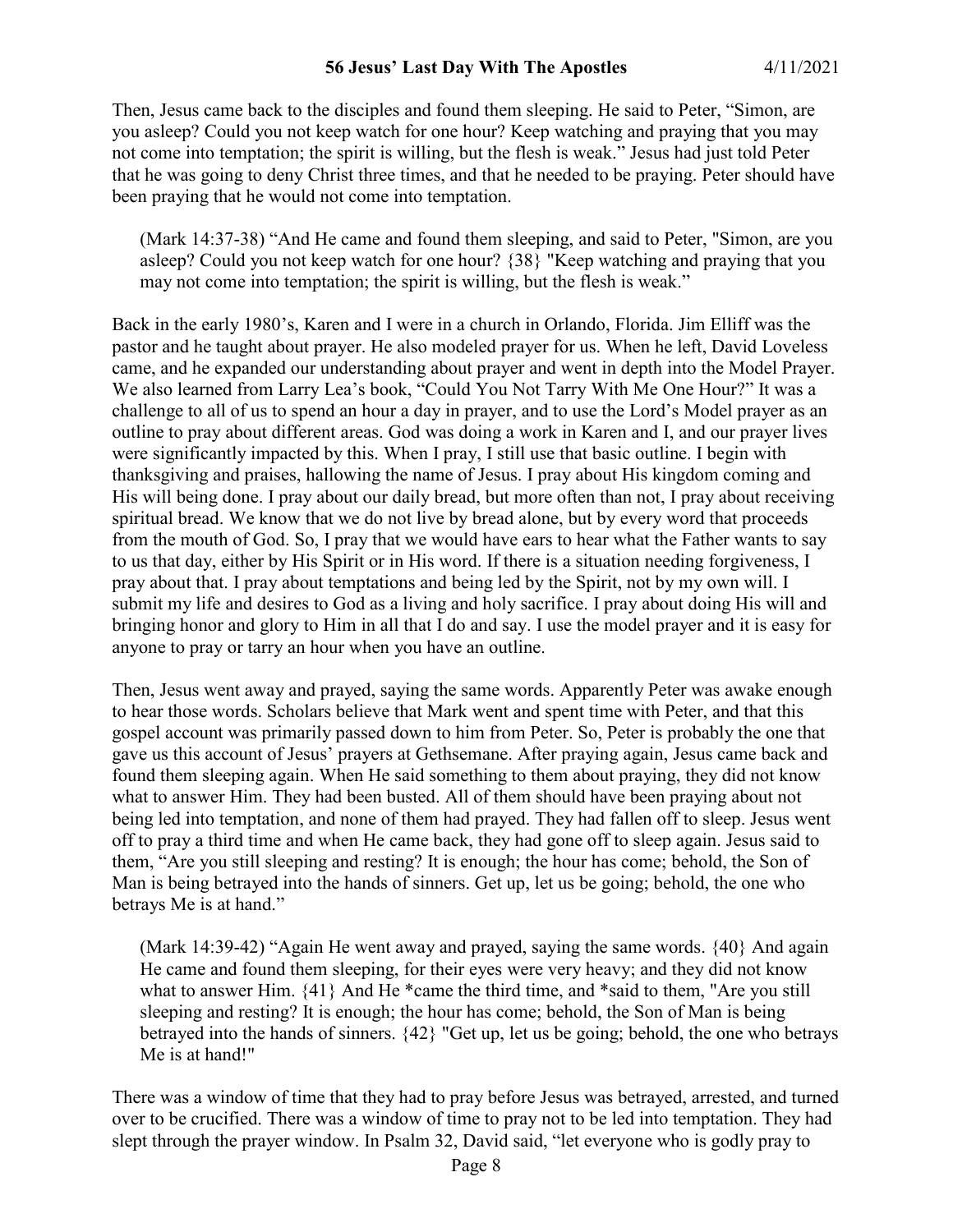Then, Jesus came back to the disciples and found them sleeping. He said to Peter, "Simon, are you asleep? Could you not keep watch for one hour? Keep watching and praying that you may not come into temptation; the spirit is willing, but the flesh is weak." Jesus had just told Peter that he was going to deny Christ three times, and that he needed to be praying. Peter should have been praying that he would not come into temptation.

> (Mark 14:37-38) "And He came and found them sleeping, and said to Peter, "Simon, are you asleep? Could you not keep watch for one hour? {38} "Keep watching and praying that you may not come into temptation; the spirit is willing, but the flesh is weak."

Back in the early 1980's, Karen and I were in a church in Orlando, Florida. Jim Elliff was the pastor and he taught about prayer. He also modeled prayer for us. When he left, David Loveless came, and he expanded our understanding about prayer and went in depth into the Model Prayer. We also learned from Larry Lea's book, "Could You Not Tarry With Me One Hour?" It was a challenge to all of us to spend an hour a day in prayer, and to use the Lord's Model prayer as an outline to pray about different areas. God was doing a work in Karen and I, and our prayer lives were significantly impacted by this. When I pray, I still use that basic outline. I begin with thanksgiving and praises, hallowing the name of Jesus. I pray about His kingdom coming and His will being done. I pray about our daily bread, but more often than not, I pray about receiving spiritual bread. We know that we do not live by bread alone, but by every word that proceeds from the mouth of God. So, I pray that we would have ears to hear what the Father wants to say to us that day, either by His Spirit or in His word. If there is a situation needing forgiveness, I pray about that. I pray about temptations and being led by the Spirit, not by my own will. I submit my life and desires to God as a living and holy sacrifice. I pray about doing His will and bringing honor and glory to Him in all that I do and say. I use the model prayer and it is easy for anyone to pray or tarry an hour when you have an outline.

Then, Jesus went away and prayed, saying the same words. Apparently Peter was awake enough to hear those words. Scholars believe that Mark went and spent time with Peter, and that this gospel account was primarily passed down to him from Peter. So, Peter is probably the one that gave us this account of Jesus' prayers at Gethsemane. After praying again, Jesus came back and found them sleeping again. When He said something to them about praying, they did not know what to answer Him. They had been busted. All of them should have been praying about not being led into temptation, and none of them had prayed. They had fallen off to sleep. Jesus went off to pray a third time and when He came back, they had gone off to sleep again. Jesus said to them, "Are you still sleeping and resting? It is enough; the hour has come; behold, the Son of Man is being betrayed into the hands of sinners. Get up, let us be going; behold, the one who betrays Me is at hand."

> (Mark 14:39-42) "Again He went away and prayed, saying the same words. {40} And again He came and found them sleeping, for their eyes were very heavy; and they did not know what to answer Him. {41} And He *came the third time, and *said to them, "Are you still sleeping and resting? It is enough; the hour has come; behold, the Son of Man is being betrayed into the hands of sinners. {42} "Get up, let us be going; behold, the one who betrays Me is at hand!"

There was a window of time that they had to pray before Jesus was betrayed, arrested, and turned over to be crucified. There was a window of time to pray not to be led into temptation. They had slept through the prayer window. In Psalm 32, David said, "let everyone who is godly pray to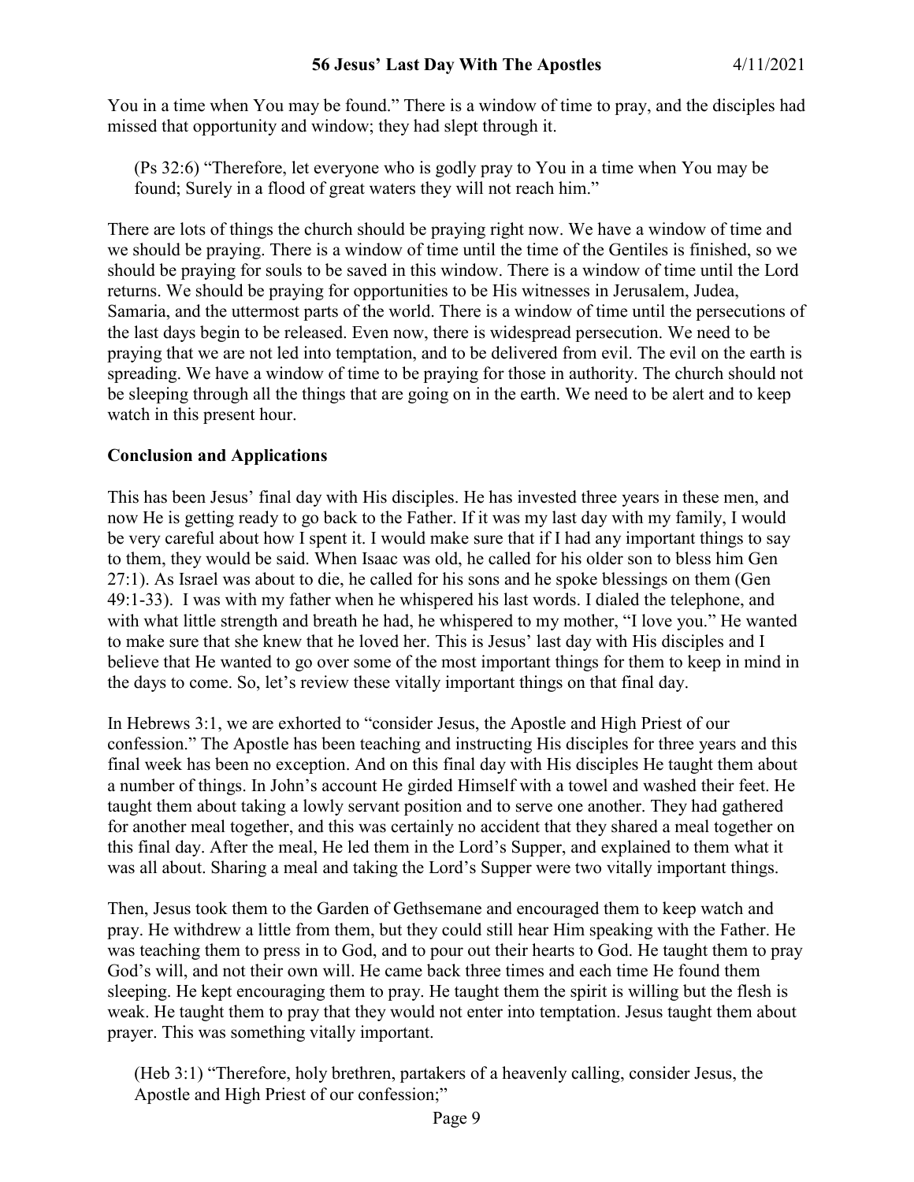You in a time when You may be found." There is a window of time to pray, and the disciples had missed that opportunity and window; they had slept through it.

> (Ps 32:6) "Therefore, let everyone who is godly pray to You in a time when You may be found; Surely in a flood of great waters they will not reach him."

There are lots of things the church should be praying right now. We have a window of time and we should be praying. There is a window of time until the time of the Gentiles is finished, so we should be praying for souls to be saved in this window. There is a window of time until the Lord returns. We should be praying for opportunities to be His witnesses in Jerusalem, Judea, Samaria, and the uttermost parts of the world. There is a window of time until the persecutions of the last days begin to be released. Even now, there is widespread persecution. We need to be praying that we are not led into temptation, and to be delivered from evil. The evil on the earth is spreading. We have a window of time to be praying for those in authority. The church should not be sleeping through all the things that are going on in the earth. We need to be alert and to keep watch in this present hour.

**Conclusion and Applications**

This has been Jesus' final day with His disciples. He has invested three years in these men, and now He is getting ready to go back to the Father. If it was my last day with my family, I would be very careful about how I spent it. I would make sure that if I had any important things to say to them, they would be said. When Isaac was old, he called for his older son to bless him Gen 27:1). As Israel was about to die, he called for his sons and he spoke blessings on them (Gen 49:1-33). I was with my father when he whispered his last words. I dialed the telephone, and with what little strength and breath he had, he whispered to my mother, "I love you." He wanted to make sure that she knew that he loved her. This is Jesus' last day with His disciples and I believe that He wanted to go over some of the most important things for them to keep in mind in the days to come. So, let's review these vitally important things on that final day.

In Hebrews 3:1, we are exhorted to "consider Jesus, the Apostle and High Priest of our confession." The Apostle has been teaching and instructing His disciples for three years and this final week has been no exception. And on this final day with His disciples He taught them about a number of things. In John's account He girded Himself with a towel and washed their feet. He taught them about taking a lowly servant position and to serve one another. They had gathered for another meal together, and this was certainly no accident that they shared a meal together on this final day. After the meal, He led them in the Lord's Supper, and explained to them what it was all about. Sharing a meal and taking the Lord's Supper were two vitally important things.

Then, Jesus took them to the Garden of Gethsemane and encouraged them to keep watch and pray. He withdrew a little from them, but they could still hear Him speaking with the Father. He was teaching them to press in to God, and to pour out their hearts to God. He taught them to pray God's will, and not their own will. He came back three times and each time He found them sleeping. He kept encouraging them to pray. He taught them the spirit is willing but the flesh is weak. He taught them to pray that they would not enter into temptation. Jesus taught them about prayer. This was something vitally important.

> (Heb 3:1) "Therefore, holy brethren, partakers of a heavenly calling, consider Jesus, the Apostle and High Priest of our confession;"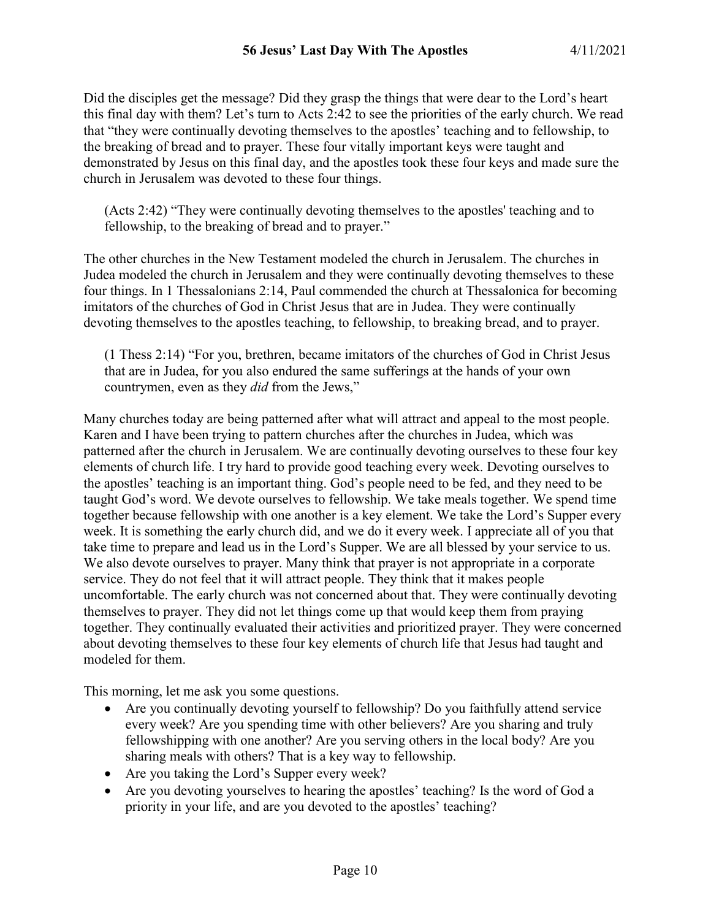Did the disciples get the message? Did they grasp the things that were dear to the Lord's heart this final day with them? Let's turn to Acts 2:42 to see the priorities of the early church. We read that "they were continually devoting themselves to the apostles' teaching and to fellowship, to the breaking of bread and to prayer. These four vitally important keys were taught and demonstrated by Jesus on this final day, and the apostles took these four keys and made sure the church in Jerusalem was devoted to these four things.

> (Acts 2:42) "They were continually devoting themselves to the apostles' teaching and to fellowship, to the breaking of bread and to prayer."

The other churches in the New Testament modeled the church in Jerusalem. The churches in Judea modeled the church in Jerusalem and they were continually devoting themselves to these four things. In 1 Thessalonians 2:14, Paul commended the church at Thessalonica for becoming imitators of the churches of God in Christ Jesus that are in Judea. They were continually devoting themselves to the apostles teaching, to fellowship, to breaking bread, and to prayer.

> (1 Thess 2:14) "For you, brethren, became imitators of the churches of God in Christ Jesus that are in Judea, for you also endured the same sufferings at the hands of your own countrymen, even as they *did* from the Jews,"

Many churches today are being patterned after what will attract and appeal to the most people. Karen and I have been trying to pattern churches after the churches in Judea, which was patterned after the church in Jerusalem. We are continually devoting ourselves to these four key elements of church life. I try hard to provide good teaching every week. Devoting ourselves to the apostles' teaching is an important thing. God's people need to be fed, and they need to be taught God's word. We devote ourselves to fellowship. We take meals together. We spend time together because fellowship with one another is a key element. We take the Lord's Supper every week. It is something the early church did, and we do it every week. I appreciate all of you that take time to prepare and lead us in the Lord's Supper. We are all blessed by your service to us. We also devote ourselves to prayer. Many think that prayer is not appropriate in a corporate service. They do not feel that it will attract people. They think that it makes people uncomfortable. The early church was not concerned about that. They were continually devoting themselves to prayer. They did not let things come up that would keep them from praying together. They continually evaluated their activities and prioritized prayer. They were concerned about devoting themselves to these four key elements of church life that Jesus had taught and modeled for them.

This morning, let me ask you some questions.

- Are you continually devoting yourself to fellowship? Do you faithfully attend service every week? Are you spending time with other believers? Are you sharing and truly fellowshipping with one another? Are you serving others in the local body? Are you sharing meals with others? That is a key way to fellowship.
- Are you taking the Lord's Supper every week?
- Are you devoting yourselves to hearing the apostles' teaching? Is the word of God a priority in your life, and are you devoted to the apostles' teaching?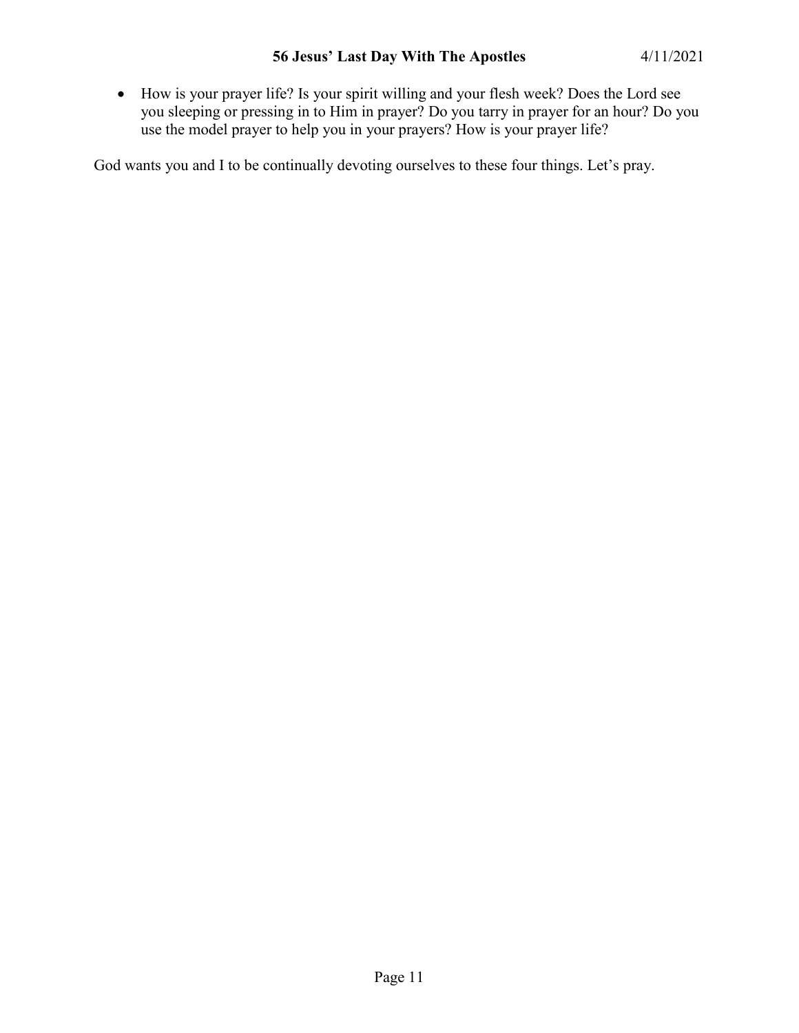- How is your prayer life? Is your spirit willing and your flesh week? Does the Lord see you sleeping or pressing in to Him in prayer? Do you tarry in prayer for an hour? Do you use the model prayer to help you in your prayers? How is your prayer life?

God wants you and I to be continually devoting ourselves to these four things. Let's pray.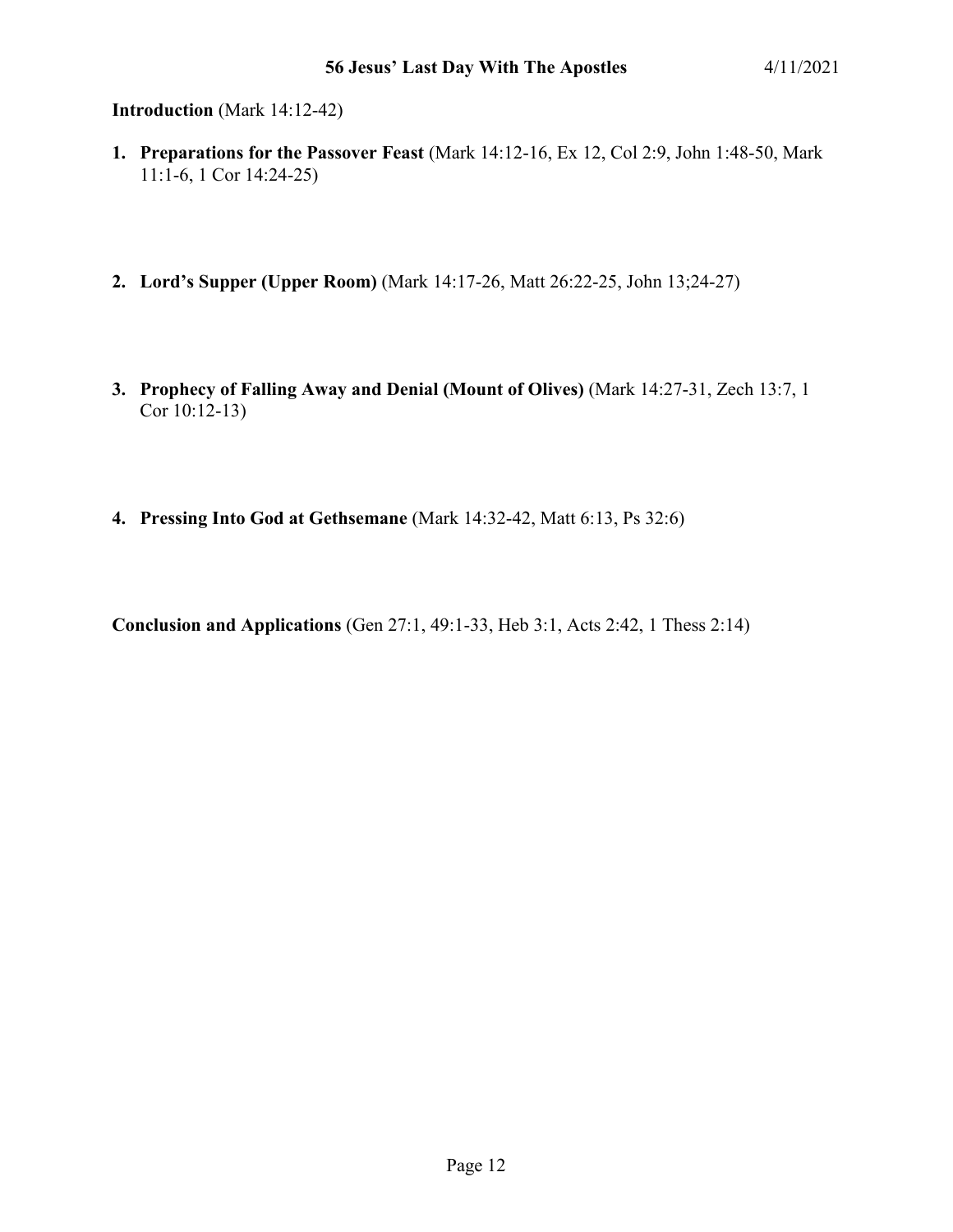# 56 Jesus' Last Day With The Apostles

4/11/2021

**Introduction** (Mark 14:12-42)

1. **Preparations for the Passover Feast** (Mark 14:12-16, Ex 12, Col 2:9, John 1:48-50, Mark 11:1-6, 1 Cor 14:24-25)

2. **Lord's Supper (Upper Room)** (Mark 14:17-26, Matt 26:22-25, John 13;24-27)

3. **Prophecy of Falling Away and Denial (Mount of Olives)** (Mark 14:27-31, Zech 13:7, 1 Cor 10:12-13)

4. **Pressing Into God at Gethsemane** (Mark 14:32-42, Matt 6:13, Ps 32:6)

**Conclusion and Applications** (Gen 27:1, 49:1-33, Heb 3:1, Acts 2:42, 1 Thess 2:14)